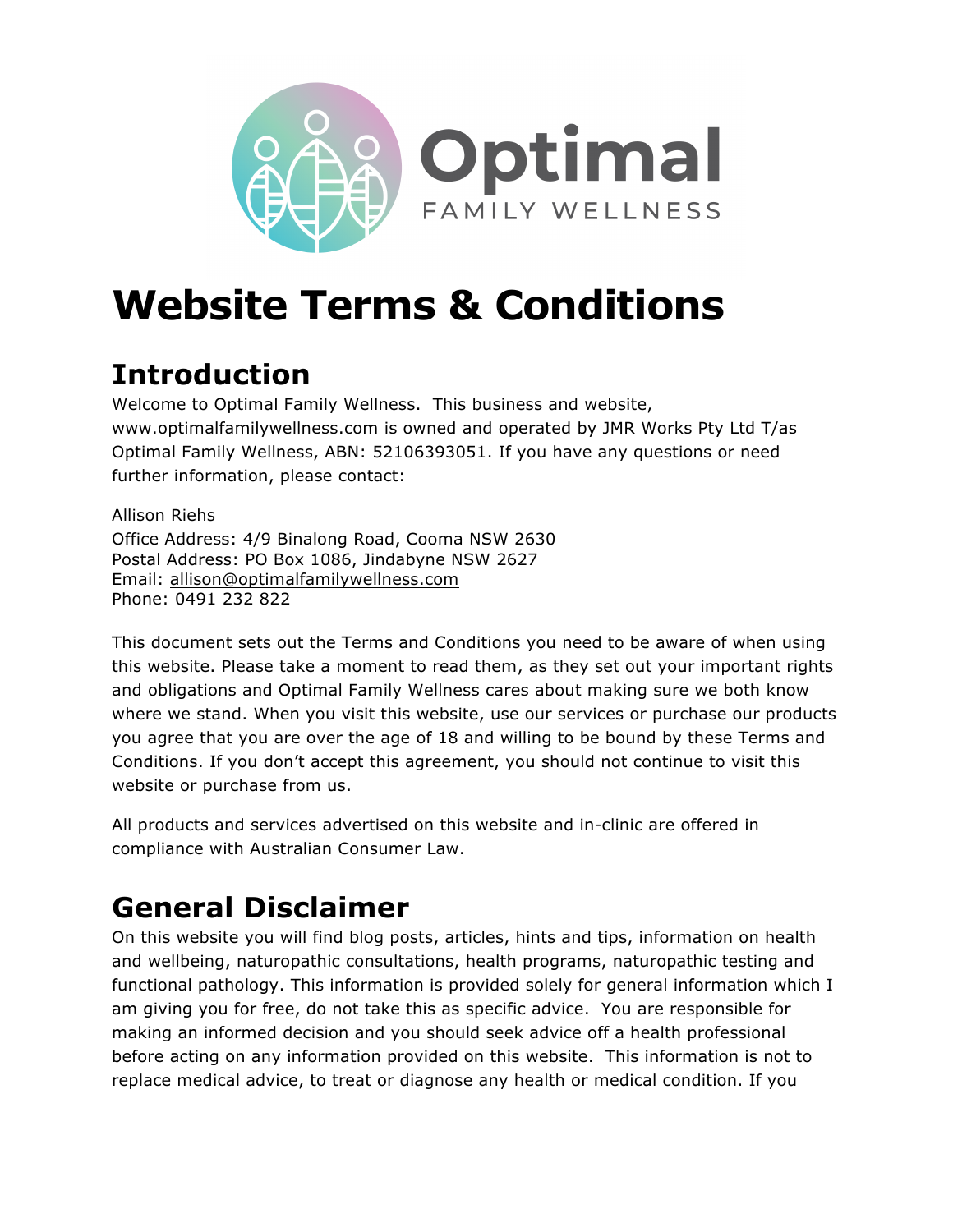Optimal
FAMILY WELLNESS

# Website Terms & Conditions

## Introduction

Welcome to Optimal Family Wellness. This business and website, www.optimalfamilywellness.com is owned and operated by JMR Works Pty Ltd T/as Optimal Family Wellness, ABN: 52106393051. If you have any questions or need further information, please contact:

Allison Riehs
Office Address: 4/9 Binalong Road, Cooma NSW 2630
Postal Address: PO Box 1086, Jindabyne NSW 2627
Email: allison@optimalfamilywellness.com
Phone: 0491 232 822

This document sets out the Terms and Conditions you need to be aware of when using this website. Please take a moment to read them, as they set out your important rights and obligations and Optimal Family Wellness cares about making sure we both know where we stand. When you visit this website, use our services or purchase our products you agree that you are over the age of 18 and willing to be bound by these Terms and Conditions. If you don't accept this agreement, you should not continue to visit this website or purchase from us.

All products and services advertised on this website and in-clinic are offered in compliance with Australian Consumer Law.

## General Disclaimer

On this website you will find blog posts, articles, hints and tips, information on health and wellbeing, naturopathic consultations, health programs, naturopathic testing and functional pathology. This information is provided solely for general information which I am giving you for free, do not take this as specific advice. You are responsible for making an informed decision and you should seek advice off a health professional before acting on any information provided on this website. This information is not to replace medical advice, to treat or diagnose any health or medical condition. If you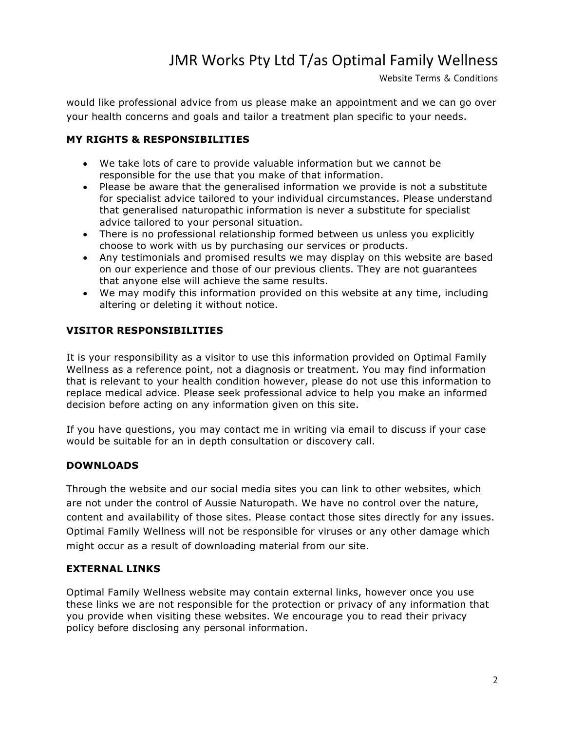would like professional advice from us please make an appointment and we can go over your health concerns and goals and tailor a treatment plan specific to your needs.

### MY RIGHTS & RESPONSIBILITIES

- We take lots of care to provide valuable information but we cannot be responsible for the use that you make of that information.
- Please be aware that the generalised information we provide is not a substitute for specialist advice tailored to your individual circumstances. Please understand that generalised naturopathic information is never a substitute for specialist advice tailored to your personal situation.
- There is no professional relationship formed between us unless you explicitly choose to work with us by purchasing our services or products.
- Any testimonials and promised results we may display on this website are based on our experience and those of our previous clients. They are not guarantees that anyone else will achieve the same results.
- We may modify this information provided on this website at any time, including altering or deleting it without notice.

### VISITOR RESPONSIBILITIES

It is your responsibility as a visitor to use this information provided on Optimal Family Wellness as a reference point, not a diagnosis or treatment. You may find information that is relevant to your health condition however, please do not use this information to replace medical advice. Please seek professional advice to help you make an informed decision before acting on any information given on this site.

If you have questions, you may contact me in writing via email to discuss if your case would be suitable for an in depth consultation or discovery call.

### DOWNLOADS

Through the website and our social media sites you can link to other websites, which are not under the control of Aussie Naturopath. We have no control over the nature, content and availability of those sites. Please contact those sites directly for any issues. Optimal Family Wellness will not be responsible for viruses or any other damage which might occur as a result of downloading material from our site.

### EXTERNAL LINKS

Optimal Family Wellness website may contain external links, however once you use these links we are not responsible for the protection or privacy of any information that you provide when visiting these websites. We encourage you to read their privacy policy before disclosing any personal information.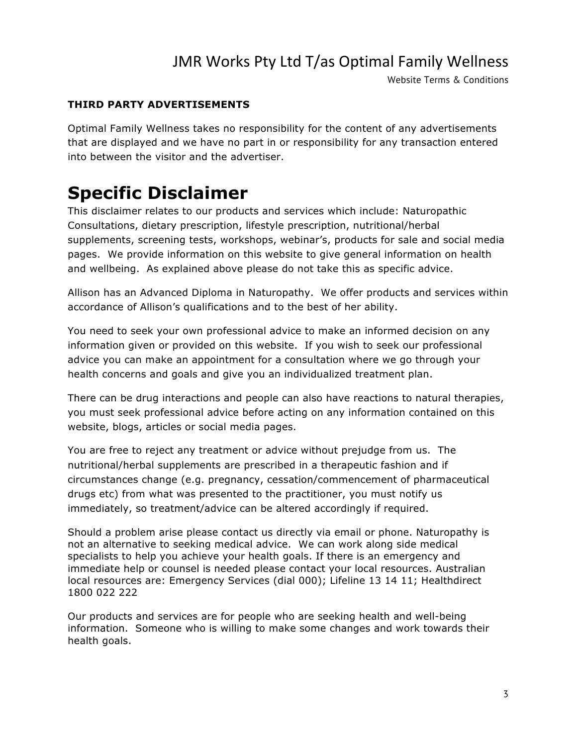**THIRD PARTY ADVERTISEMENTS**

Optimal Family Wellness takes no responsibility for the content of any advertisements that are displayed and we have no part in or responsibility for any transaction entered into between the visitor and the advertiser.

# Specific Disclaimer

This disclaimer relates to our products and services which include: Naturopathic Consultations, dietary prescription, lifestyle prescription, nutritional/herbal supplements, screening tests, workshops, webinar's, products for sale and social media pages. We provide information on this website to give general information on health and wellbeing. As explained above please do not take this as specific advice.

Allison has an Advanced Diploma in Naturopathy. We offer products and services within accordance of Allison's qualifications and to the best of her ability.

You need to seek your own professional advice to make an informed decision on any information given or provided on this website. If you wish to seek our professional advice you can make an appointment for a consultation where we go through your health concerns and goals and give you an individualized treatment plan.

There can be drug interactions and people can also have reactions to natural therapies, you must seek professional advice before acting on any information contained on this website, blogs, articles or social media pages.

You are free to reject any treatment or advice without prejudge from us. The nutritional/herbal supplements are prescribed in a therapeutic fashion and if circumstances change (e.g. pregnancy, cessation/commencement of pharmaceutical drugs etc) from what was presented to the practitioner, you must notify us immediately, so treatment/advice can be altered accordingly if required.

Should a problem arise please contact us directly via email or phone. Naturopathy is not an alternative to seeking medical advice. We can work along side medical specialists to help you achieve your health goals. If there is an emergency and immediate help or counsel is needed please contact your local resources. Australian local resources are: Emergency Services (dial 000); Lifeline 13 14 11; Healthdirect 1800 022 222

Our products and services are for people who are seeking health and well-being information. Someone who is willing to make some changes and work towards their health goals.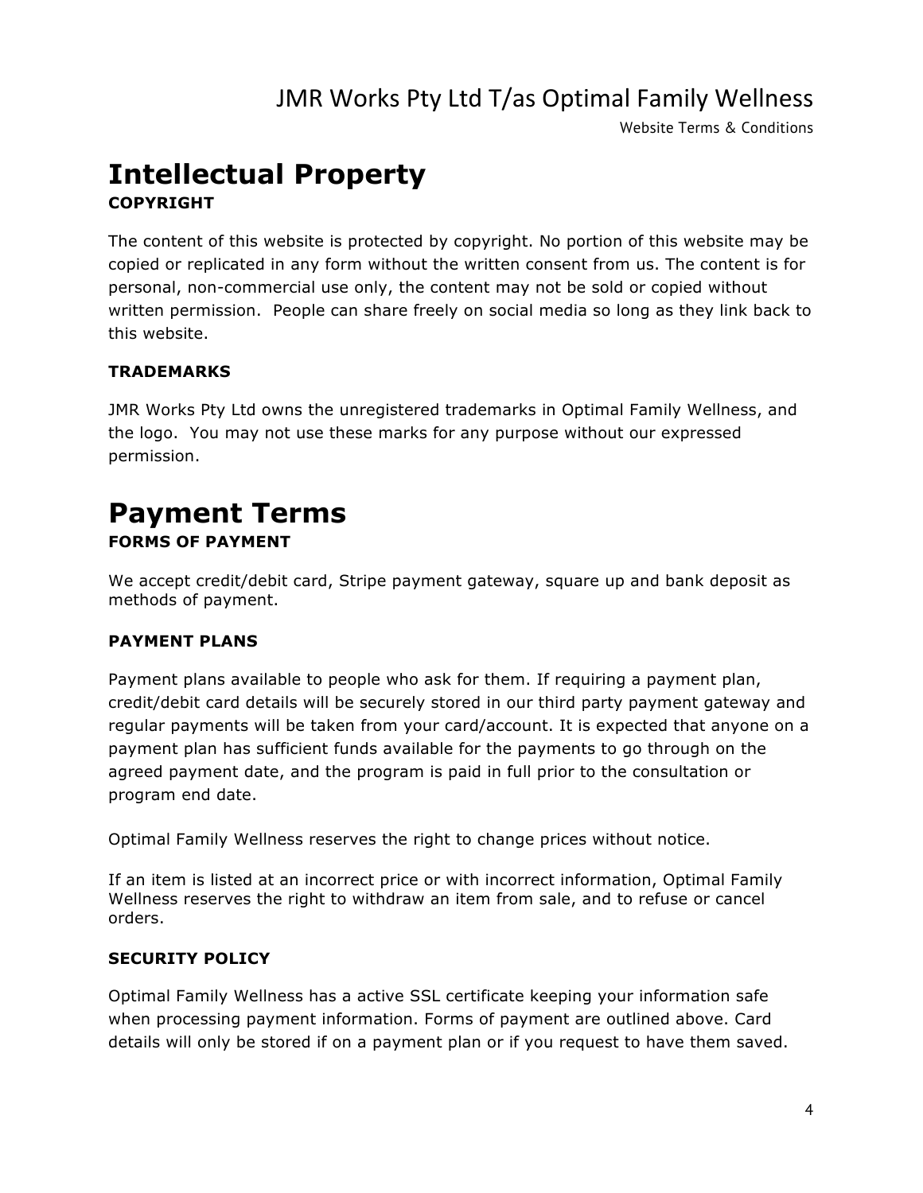# Intellectual Property

### COPYRIGHT

The content of this website is protected by copyright. No portion of this website may be copied or replicated in any form without the written consent from us. The content is for personal, non-commercial use only, the content may not be sold or copied without written permission. People can share freely on social media so long as they link back to this website.

### TRADEMARKS

JMR Works Pty Ltd owns the unregistered trademarks in Optimal Family Wellness, and the logo. You may not use these marks for any purpose without our expressed permission.

# Payment Terms

### FORMS OF PAYMENT

We accept credit/debit card, Stripe payment gateway, square up and bank deposit as methods of payment.

### PAYMENT PLANS

Payment plans available to people who ask for them. If requiring a payment plan, credit/debit card details will be securely stored in our third party payment gateway and regular payments will be taken from your card/account. It is expected that anyone on a payment plan has sufficient funds available for the payments to go through on the agreed payment date, and the program is paid in full prior to the consultation or program end date.

Optimal Family Wellness reserves the right to change prices without notice.

If an item is listed at an incorrect price or with incorrect information, Optimal Family Wellness reserves the right to withdraw an item from sale, and to refuse or cancel orders.

### SECURITY POLICY

Optimal Family Wellness has a active SSL certificate keeping your information safe when processing payment information. Forms of payment are outlined above. Card details will only be stored if on a payment plan or if you request to have them saved.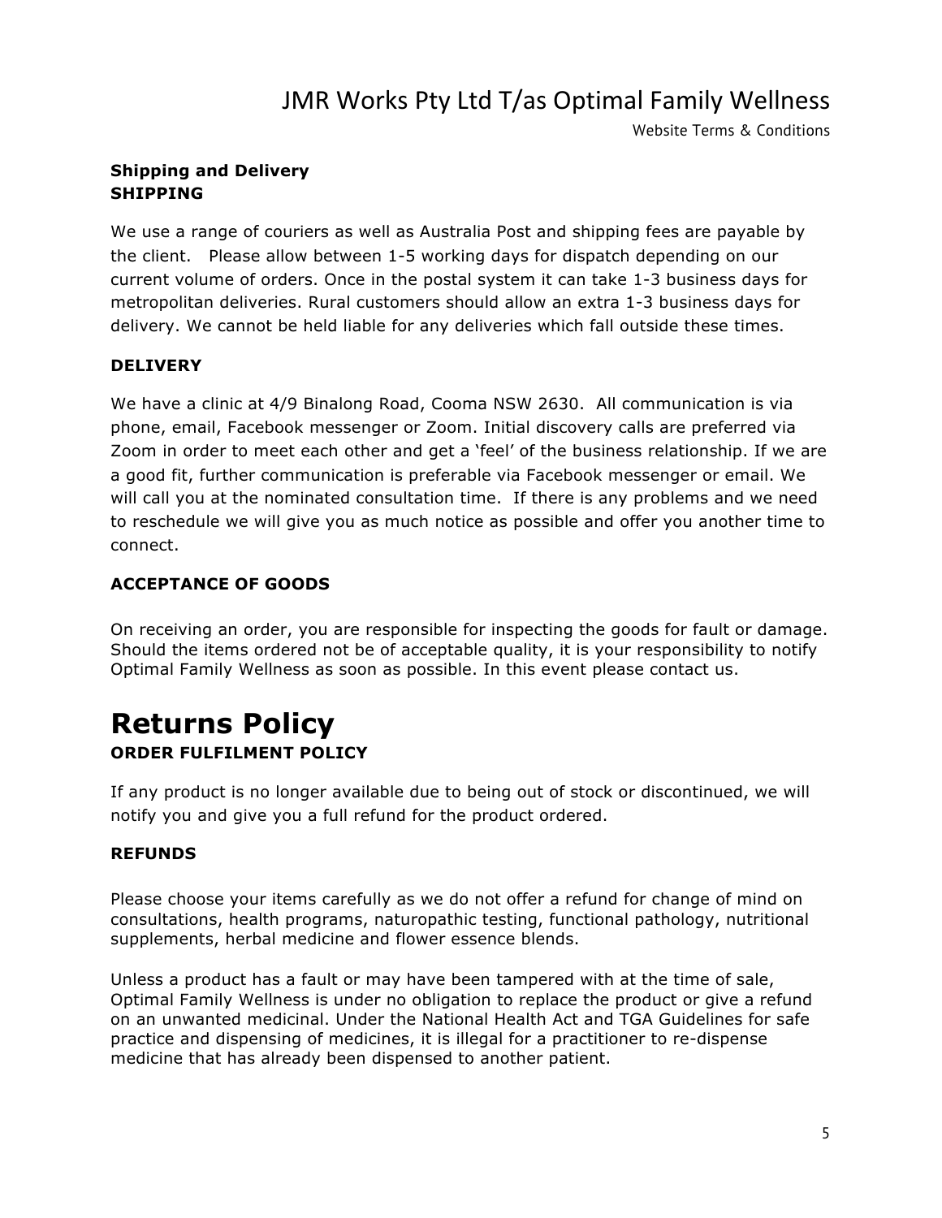## Shipping and Delivery

### SHIPPING

We use a range of couriers as well as Australia Post and shipping fees are payable by the client. Please allow between 1-5 working days for dispatch depending on our current volume of orders. Once in the postal system it can take 1-3 business days for metropolitan deliveries. Rural customers should allow an extra 1-3 business days for delivery. We cannot be held liable for any deliveries which fall outside these times.

### DELIVERY

We have a clinic at 4/9 Binalong Road, Cooma NSW 2630. All communication is via phone, email, Facebook messenger or Zoom. Initial discovery calls are preferred via Zoom in order to meet each other and get a 'feel' of the business relationship. If we are a good fit, further communication is preferable via Facebook messenger or email. We will call you at the nominated consultation time. If there is any problems and we need to reschedule we will give you as much notice as possible and offer you another time to connect.

### ACCEPTANCE OF GOODS

On receiving an order, you are responsible for inspecting the goods for fault or damage. Should the items ordered not be of acceptable quality, it is your responsibility to notify Optimal Family Wellness as soon as possible. In this event please contact us.

# Returns Policy

### ORDER FULFILMENT POLICY

If any product is no longer available due to being out of stock or discontinued, we will notify you and give you a full refund for the product ordered.

### REFUNDS

Please choose your items carefully as we do not offer a refund for change of mind on consultations, health programs, naturopathic testing, functional pathology, nutritional supplements, herbal medicine and flower essence blends.

Unless a product has a fault or may have been tampered with at the time of sale, Optimal Family Wellness is under no obligation to replace the product or give a refund on an unwanted medicinal. Under the National Health Act and TGA Guidelines for safe practice and dispensing of medicines, it is illegal for a practitioner to re-dispense medicine that has already been dispensed to another patient.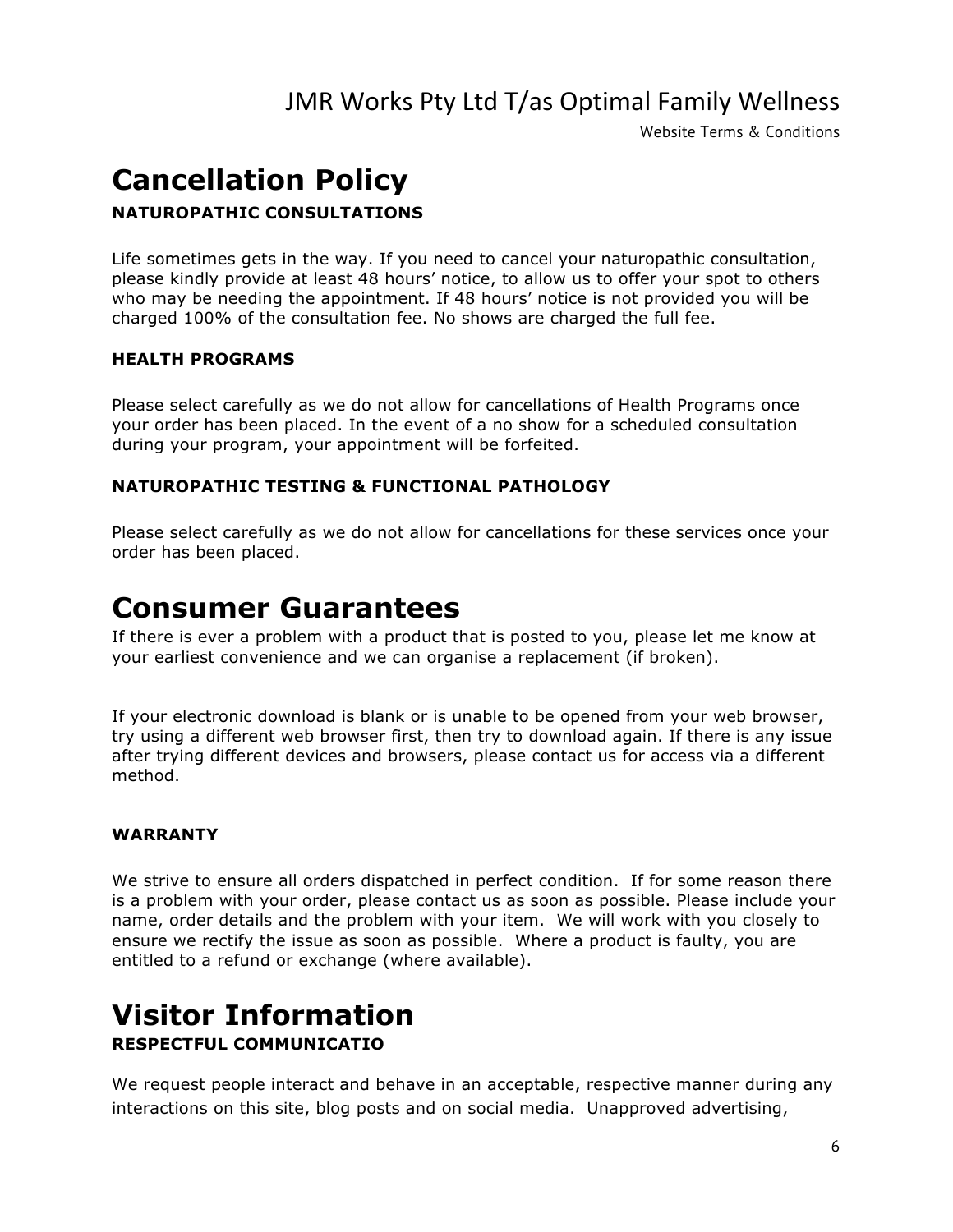# Cancellation Policy

### NATUROPATHIC CONSULTATIONS

Life sometimes gets in the way. If you need to cancel your naturopathic consultation, please kindly provide at least 48 hours' notice, to allow us to offer your spot to others who may be needing the appointment. If 48 hours' notice is not provided you will be charged 100% of the consultation fee. No shows are charged the full fee.

### HEALTH PROGRAMS

Please select carefully as we do not allow for cancellations of Health Programs once your order has been placed. In the event of a no show for a scheduled consultation during your program, your appointment will be forfeited.

### NATUROPATHIC TESTING & FUNCTIONAL PATHOLOGY

Please select carefully as we do not allow for cancellations for these services once your order has been placed.

# Consumer Guarantees

If there is ever a problem with a product that is posted to you, please let me know at your earliest convenience and we can organise a replacement (if broken).

If your electronic download is blank or is unable to be opened from your web browser, try using a different web browser first, then try to download again. If there is any issue after trying different devices and browsers, please contact us for access via a different method.

### WARRANTY

We strive to ensure all orders dispatched in perfect condition. If for some reason there is a problem with your order, please contact us as soon as possible. Please include your name, order details and the problem with your item. We will work with you closely to ensure we rectify the issue as soon as possible. Where a product is faulty, you are entitled to a refund or exchange (where available).

# Visitor Information

### RESPECTFUL COMMUNICATIO

We request people interact and behave in an acceptable, respective manner during any interactions on this site, blog posts and on social media. Unapproved advertising,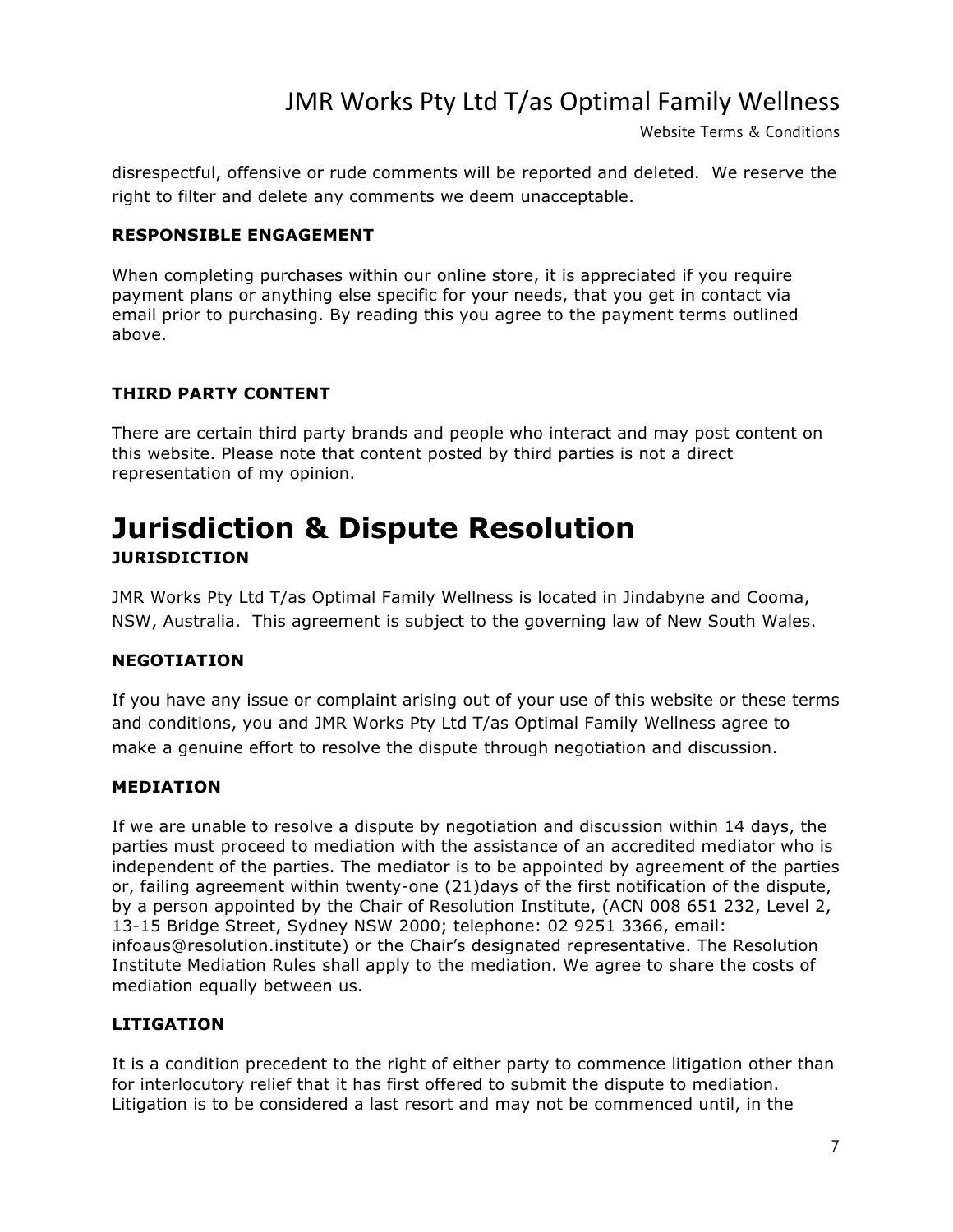disrespectful, offensive or rude comments will be reported and deleted. We reserve the right to filter and delete any comments we deem unacceptable.

**RESPONSIBLE ENGAGEMENT**

When completing purchases within our online store, it is appreciated if you require payment plans or anything else specific for your needs, that you get in contact via email prior to purchasing. By reading this you agree to the payment terms outlined above.

**THIRD PARTY CONTENT**

There are certain third party brands and people who interact and may post content on this website. Please note that content posted by third parties is not a direct representation of my opinion.

# Jurisdiction & Dispute Resolution

**JURISDICTION**

JMR Works Pty Ltd T/as Optimal Family Wellness is located in Jindabyne and Cooma, NSW, Australia. This agreement is subject to the governing law of New South Wales.

**NEGOTIATION**

If you have any issue or complaint arising out of your use of this website or these terms and conditions, you and JMR Works Pty Ltd T/as Optimal Family Wellness agree to make a genuine effort to resolve the dispute through negotiation and discussion.

**MEDIATION**

If we are unable to resolve a dispute by negotiation and discussion within 14 days, the parties must proceed to mediation with the assistance of an accredited mediator who is independent of the parties. The mediator is to be appointed by agreement of the parties or, failing agreement within twenty-one (21)days of the first notification of the dispute, by a person appointed by the Chair of Resolution Institute, (ACN 008 651 232, Level 2, 13-15 Bridge Street, Sydney NSW 2000; telephone: 02 9251 3366, email: infoaus@resolution.institute) or the Chair's designated representative. The Resolution Institute Mediation Rules shall apply to the mediation. We agree to share the costs of mediation equally between us.

**LITIGATION**

It is a condition precedent to the right of either party to commence litigation other than for interlocutory relief that it has first offered to submit the dispute to mediation. Litigation is to be considered a last resort and may not be commenced until, in the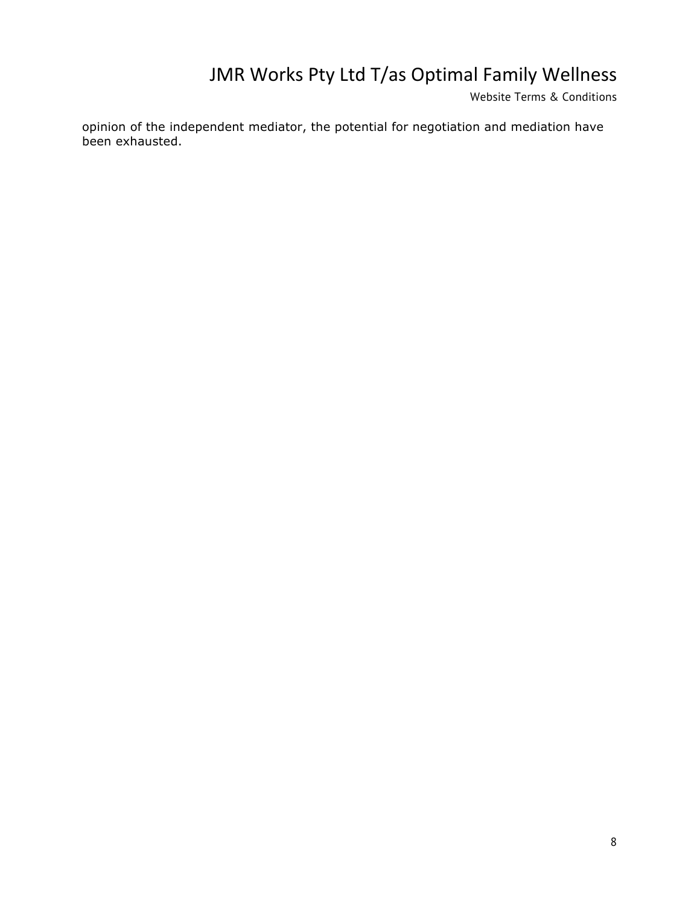opinion of the independent mediator, the potential for negotiation and mediation have been exhausted.